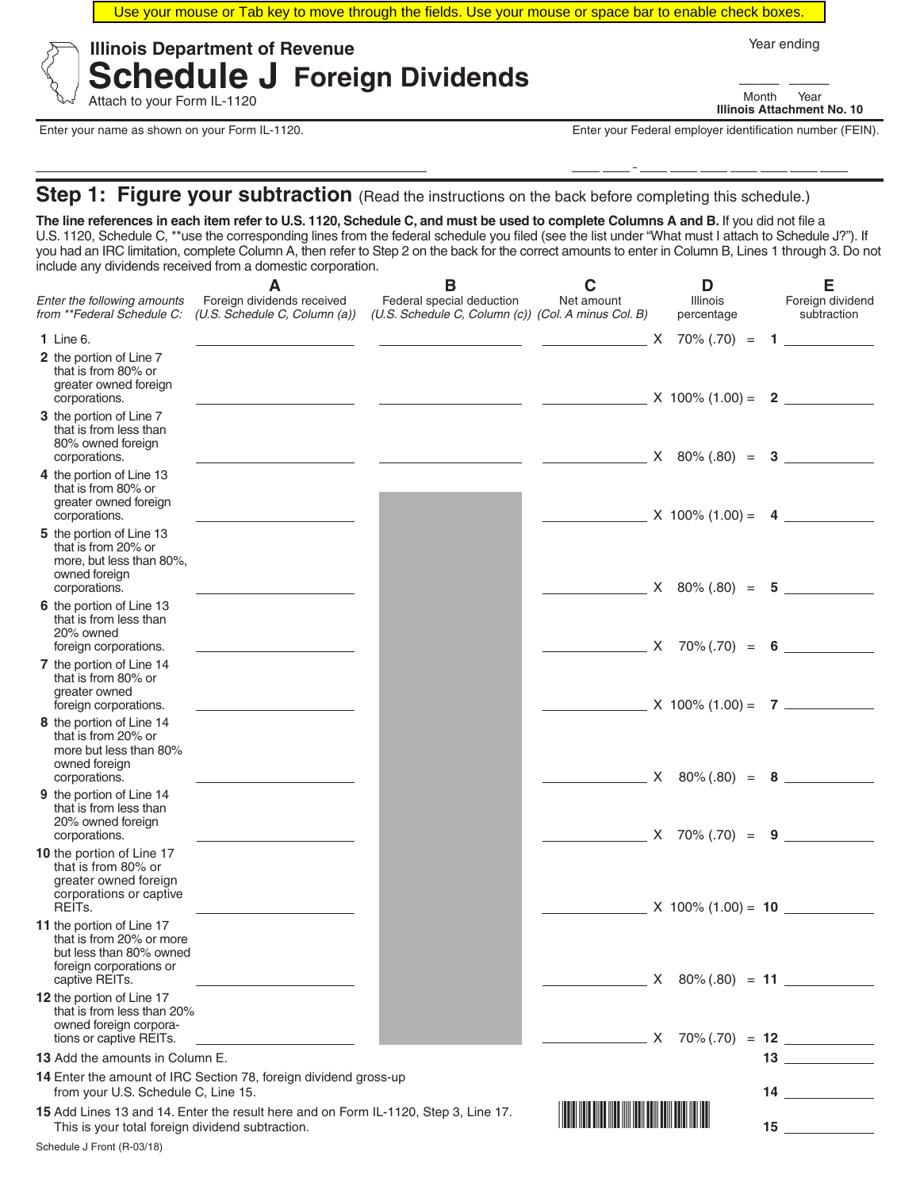Use your mouse or Tab key to move through the fields. Use your mouse or space bar to enable check boxes.

# Illinois Department of Revenue
# Schedule J Foreign Dividends

Attach to your Form IL-1120

Year ending

____ ____
Month Year

Illinois Attachment No. 10

Enter your name as shown on your Form IL-1120. ______________________

Enter your Federal employer identification number (FEIN). __ __ - __ __ __ __ __ __ __

## Step 1: Figure your subtraction (Read the instructions on the back before completing this schedule.)

**The line references in each item refer to U.S. 1120, Schedule C, and must be used to complete Columns A and B.** If you did not file a U.S. 1120, Schedule C, **use the corresponding lines from the federal schedule you filed (see the list under "What must I attach to Schedule J?"). If you had an IRC limitation, complete Column A, then refer to Step 2 on the back for the correct amounts to enter in Column B, Lines 1 through 3. Do not include any dividends received from a domestic corporation.

| *Enter the following amounts from **Federal Schedule C:* | A<br>Foreign dividends received<br>*(U.S. Schedule C, Column (a))* | B<br>Federal special deduction<br>*(U.S. Schedule C, Column (c))* | C<br>Net amount<br>*(Col. A minus Col. B)* | | D<br>Illinois percentage | | E<br>Foreign dividend subtraction |
|---|---|---|---|---|---|---|---|
| **1** Line 6. | | | | X | 70% (.70) | = | **1** |
| **2** the portion of Line 7 that is from 80% or greater owned foreign corporations. | | | | X | 100% (1.00) | = | **2** |
| **3** the portion of Line 7 that is from less than 80% owned foreign corporations. | | | | X | 80% (.80) | = | **3** |
| **4** the portion of Line 13 that is from 80% or greater owned foreign corporations. | | | | X | 100% (1.00) | = | **4** |
| **5** the portion of Line 13 that is from 20% or more, but less than 80%, owned foreign corporations. | | | | X | 80% (.80) | = | **5** |
| **6** the portion of Line 13 that is from less than 20% owned foreign corporations. | | | | X | 70% (.70) | = | **6** |
| **7** the portion of Line 14 that is from 80% or greater owned foreign corporations. | | | | X | 100% (1.00) | = | **7** |
| **8** the portion of Line 14 that is from 20% or more but less than 80% owned foreign corporations. | | | | X | 80% (.80) | = | **8** |
| **9** the portion of Line 14 that is from less than 20% owned foreign corporations. | | | | X | 70% (.70) | = | **9** |
| **10** the portion of Line 17 that is from 80% or greater owned foreign corporations or captive REITs. | | | | X | 100% (1.00) | = | **10** |
| **11** the portion of Line 17 that is from 20% or more but less than 80% owned foreign corporations or captive REITs. | | | | X | 80% (.80) | = | **11** |
| **12** the portion of Line 17 that is from less than 20% owned foreign corporations or captive REITs. | | | | X | 70% (.70) | = | **12** |

**13** Add the amounts in Column E. **13** __________

**14** Enter the amount of IRC Section 78, foreign dividend gross-up from your U.S. Schedule C, Line 15. **14** __________

**15** Add Lines 13 and 14. Enter the result here and on Form IL-1120, Step 3, Line 17. This is your total foreign dividend subtraction. **15** __________

Schedule J Front (R-03/18)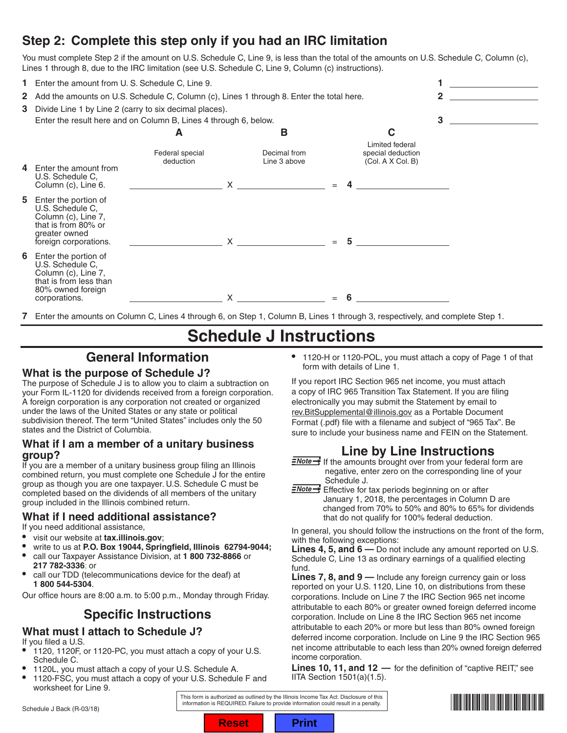## Step 2: Complete this step only if you had an IRC limitation

You must complete Step 2 if the amount on U.S. Schedule C, Line 9, is less than the total of the amounts on U.S. Schedule C, Column (c), Lines 1 through 8, due to the IRC limitation (see U.S. Schedule C, Line 9, Column (c) instructions).

**1** Enter the amount from U. S. Schedule C, Line 9. **1** \_\_\_\_\_\_\_\_\_\_

**2** Add the amounts on U.S. Schedule C, Column (c), Lines 1 through 8. Enter the total here. **2** \_\_\_\_\_\_\_\_\_\_

**3** Divide Line 1 by Line 2 (carry to six decimal places).
Enter the result here and on Column B, Lines 4 through 6, below. **3** \_\_\_\_\_\_\_\_\_\_

| | A | | B | | C |
|---|---|---|---|---|---|
| | Federal special deduction | | Decimal from Line 3 above | | Limited federal special deduction (Col. A X Col. B) |
| **4** Enter the amount from U.S. Schedule C, Column (c), Line 6. | \_\_\_\_\_\_\_\_ | X | \_\_\_\_\_\_\_\_ | = | **4** \_\_\_\_\_\_\_\_ |
| **5** Enter the portion of U.S. Schedule C, Column (c), Line 7, that is from 80% or greater owned foreign corporations. | \_\_\_\_\_\_\_\_ | X | \_\_\_\_\_\_\_\_ | = | **5** \_\_\_\_\_\_\_\_ |
| **6** Enter the portion of U.S. Schedule C, Column (c), Line 7, that is from less than 80% owned foreign corporations. | \_\_\_\_\_\_\_\_ | X | \_\_\_\_\_\_\_\_ | = | **6** \_\_\_\_\_\_\_\_ |

**7** Enter the amounts on Column C, Lines 4 through 6, on Step 1, Column B, Lines 1 through 3, respectively, and complete Step 1.

# Schedule J Instructions

## General Information

### What is the purpose of Schedule J?

The purpose of Schedule J is to allow you to claim a subtraction on your Form IL-1120 for dividends received from a foreign corporation. A foreign corporation is any corporation not created or organized under the laws of the United States or any state or political subdivision thereof. The term "United States" includes only the 50 states and the District of Columbia.

### What if I am a member of a unitary business group?

If you are a member of a unitary business group filing an Illinois combined return, you must complete one Schedule J for the entire group as though you are one taxpayer. U.S. Schedule C must be completed based on the dividends of all members of the unitary group included in the Illinois combined return.

### What if I need additional assistance?

If you need additional assistance,

- visit our website at **tax.illinois.gov**;
- write to us at **P.O. Box 19044, Springfield, Illinois 62794-9044;**
- call our Taxpayer Assistance Division, at **1 800 732-8866** or **217 782-3336**; or
- call our TDD (telecommunications device for the deaf) at **1 800 544-5304**.

Our office hours are 8:00 a.m. to 5:00 p.m., Monday through Friday.

## Specific Instructions

### What must I attach to Schedule J?

If you filed a U.S.

- 1120, 1120F, or 1120-PC, you must attach a copy of your U.S. Schedule C.
- 1120L, you must attach a copy of your U.S. Schedule A.
- 1120-FSC, you must attach a copy of your U.S. Schedule F and worksheet for Line 9.
- 1120-H or 1120-POL, you must attach a copy of Page 1 of that form with details of Line 1.

If you report IRC Section 965 net income, you must attach a copy of IRC 965 Transition Tax Statement. If you are filing electronically you may submit the Statement by email to rev.BitSupplemental@illinois.gov as a Portable Document Format (.pdf) file with a filename and subject of "965 Tax". Be sure to include your business name and FEIN on the Statement.

## Line by Line Instructions

**Note** If the amounts brought over from your federal form are negative, enter zero on the corresponding line of your Schedule J.

**Note** Effective for tax periods beginning on or after January 1, 2018, the percentages in Column D are changed from 70% to 50% and 80% to 65% for dividends that do not qualify for 100% federal deduction.

In general, you should follow the instructions on the front of the form, with the following exceptions:

**Lines 4, 5, and 6 —** Do not include any amount reported on U.S. Schedule C, Line 13 as ordinary earnings of a qualified electing fund.

**Lines 7, 8, and 9 —** Include any foreign currency gain or loss reported on your U.S. 1120, Line 10, on distributions from these corporations. Include on Line 7 the IRC Section 965 net income attributable to each 80% or greater owned foreign deferred income corporation. Include on Line 8 the IRC Section 965 net income attributable to each 20% or more but less than 80% owned foreign deferred income corporation. Include on Line 9 the IRC Section 965 net income attributable to each less than 20% owned foreign deferred income corporation.

**Lines 10, 11, and 12 —** for the definition of "captive REIT," see IITA Section 1501(a)(1.5).

Schedule J Back (R-03/18)

This form is authorized as outlined by the Illinois Income Tax Act. Disclosure of this information is REQUIRED. Failure to provide information could result in a penalty.